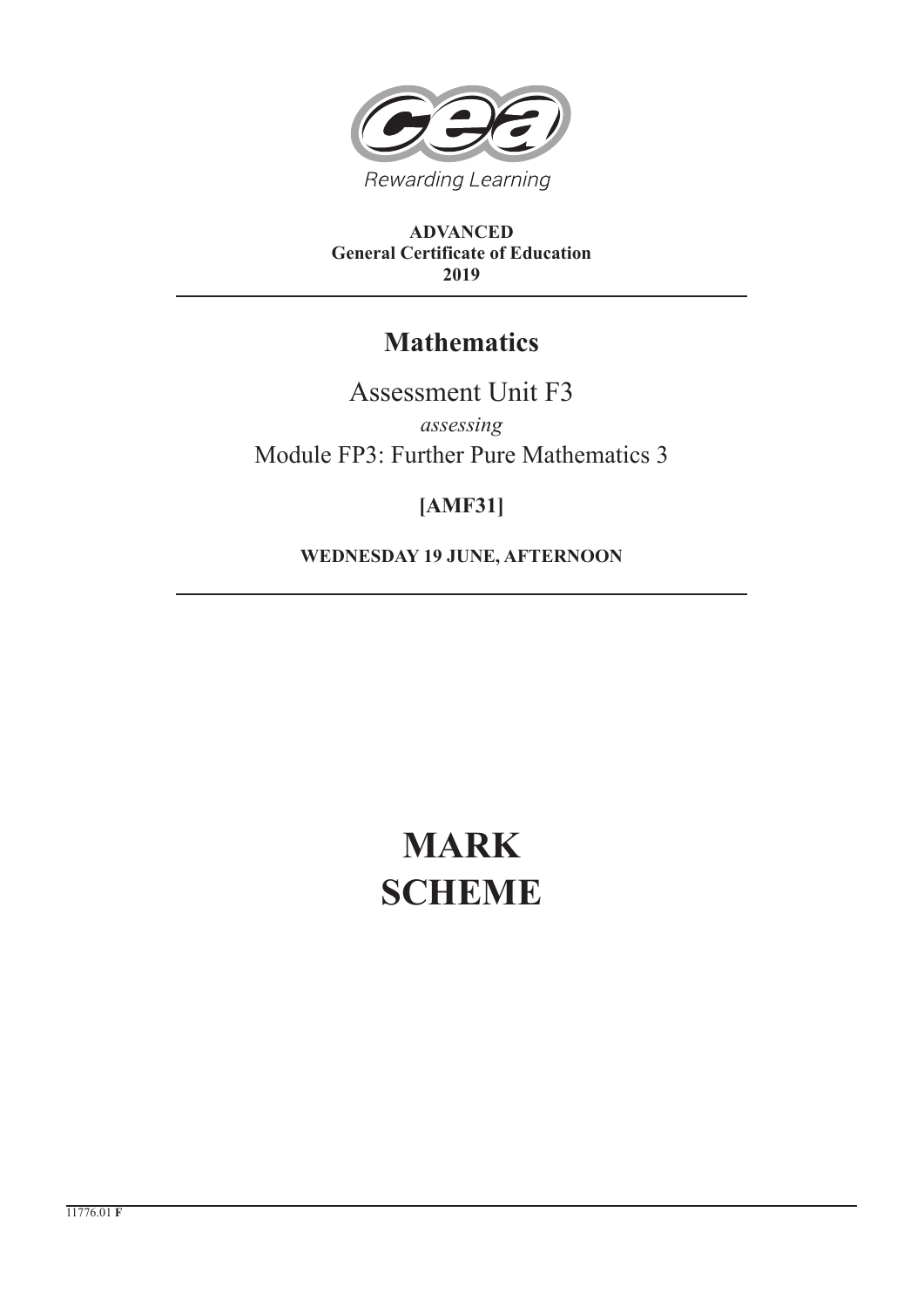Rewarding Learning

**ADVANCED**
**General Certificate of Education**
**2019**

# Mathematics

Assessment Unit F3

*assessing*

Module FP3: Further Pure Mathematics 3

**[AMF31]**

**WEDNESDAY 19 JUNE, AFTERNOON**

# MARK SCHEME

11776.01 **F**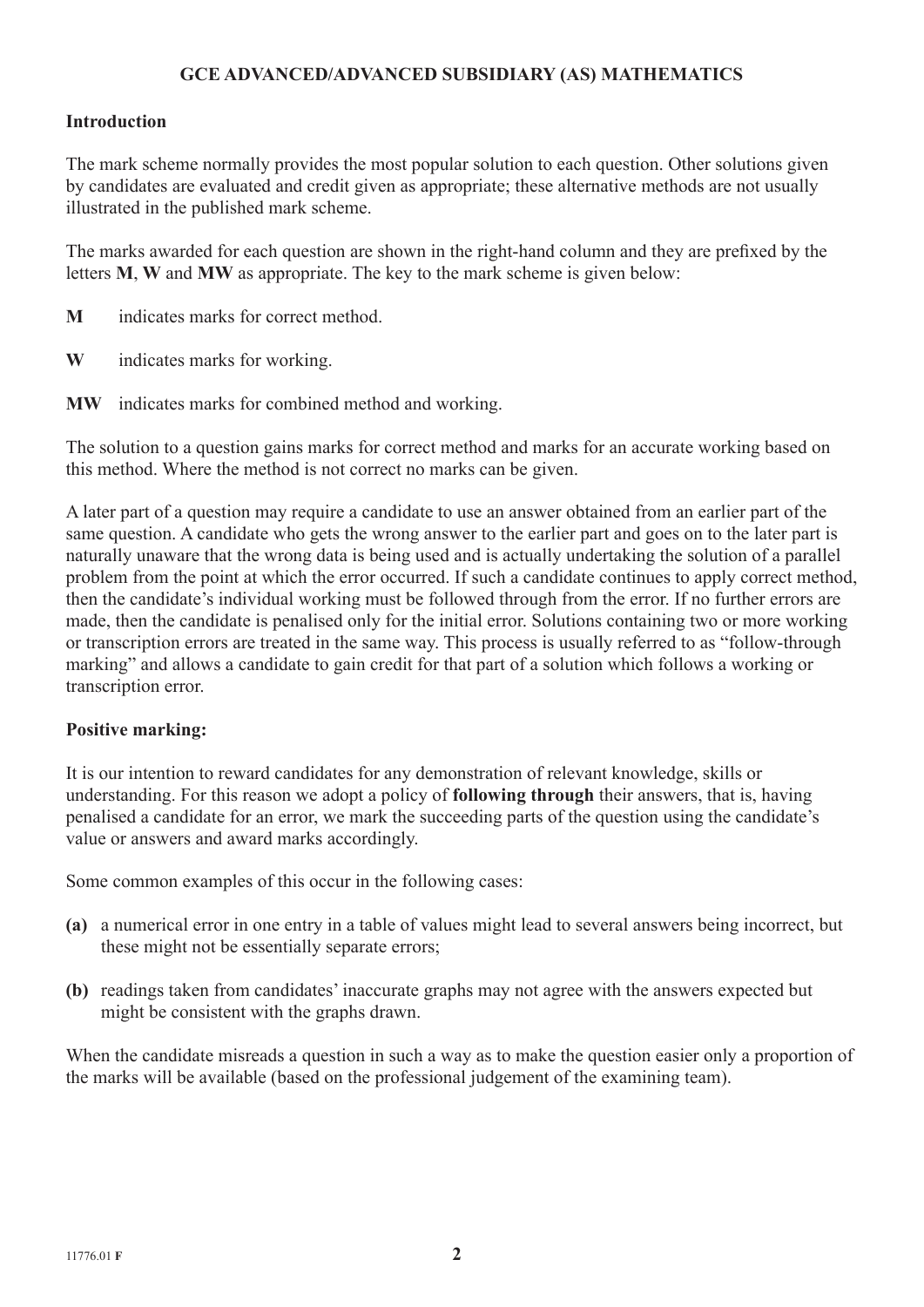# GCE ADVANCED/ADVANCED SUBSIDIARY (AS) MATHEMATICS

## Introduction

The mark scheme normally provides the most popular solution to each question. Other solutions given by candidates are evaluated and credit given as appropriate; these alternative methods are not usually illustrated in the published mark scheme.

The marks awarded for each question are shown in the right-hand column and they are prefixed by the letters **M**, **W** and **MW** as appropriate. The key to the mark scheme is given below:

- **M** indicates marks for correct method.
- **W** indicates marks for working.
- **MW** indicates marks for combined method and working.

The solution to a question gains marks for correct method and marks for an accurate working based on this method. Where the method is not correct no marks can be given.

A later part of a question may require a candidate to use an answer obtained from an earlier part of the same question. A candidate who gets the wrong answer to the earlier part and goes on to the later part is naturally unaware that the wrong data is being used and is actually undertaking the solution of a parallel problem from the point at which the error occurred. If such a candidate continues to apply correct method, then the candidate's individual working must be followed through from the error. If no further errors are made, then the candidate is penalised only for the initial error. Solutions containing two or more working or transcription errors are treated in the same way. This process is usually referred to as "follow-through marking" and allows a candidate to gain credit for that part of a solution which follows a working or transcription error.

## Positive marking:

It is our intention to reward candidates for any demonstration of relevant knowledge, skills or understanding. For this reason we adopt a policy of **following through** their answers, that is, having penalised a candidate for an error, we mark the succeeding parts of the question using the candidate's value or answers and award marks accordingly.

Some common examples of this occur in the following cases:

**(a)** a numerical error in one entry in a table of values might lead to several answers being incorrect, but these might not be essentially separate errors;

**(b)** readings taken from candidates' inaccurate graphs may not agree with the answers expected but might be consistent with the graphs drawn.

When the candidate misreads a question in such a way as to make the question easier only a proportion of the marks will be available (based on the professional judgement of the examining team).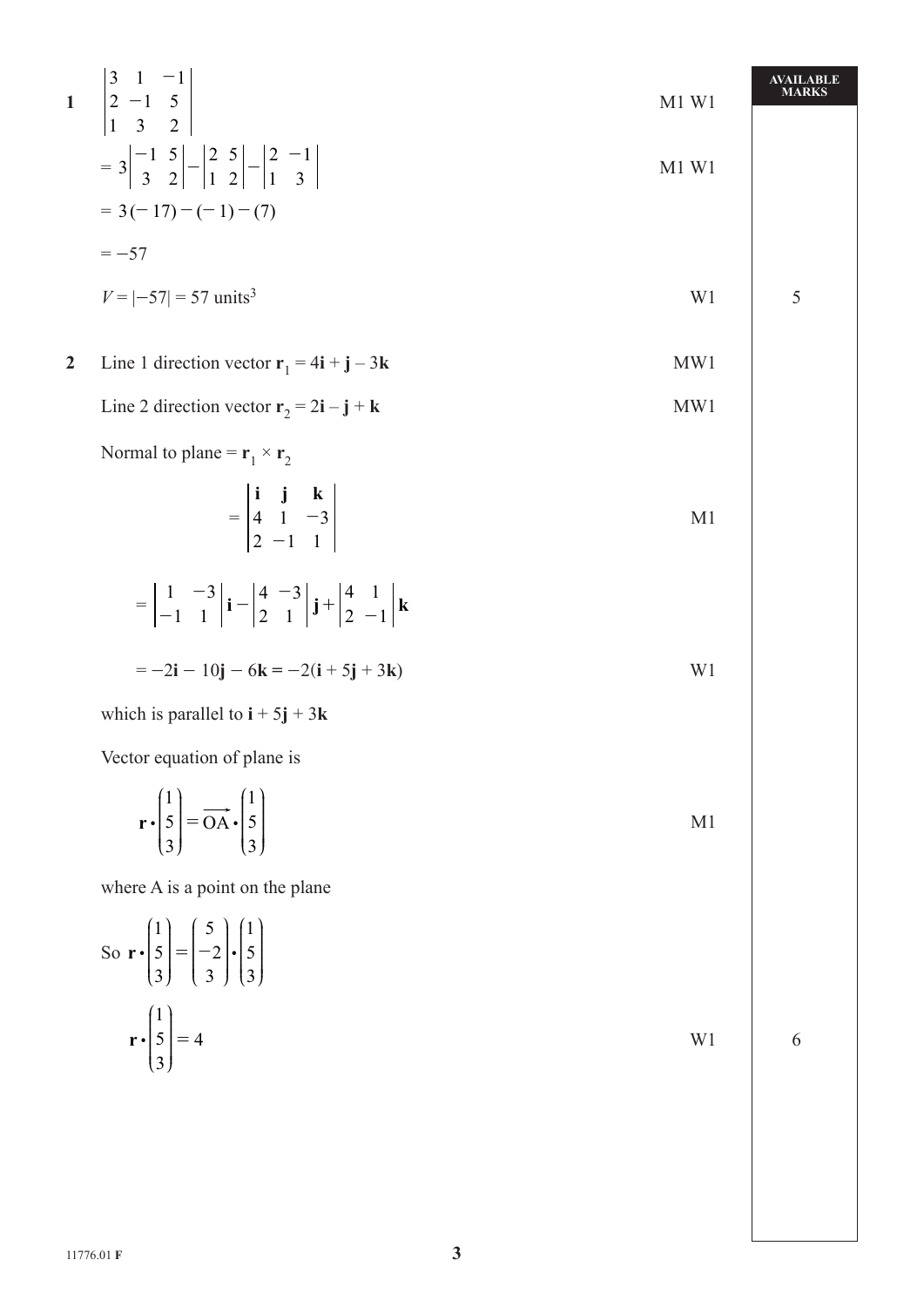| | | | AVAILABLE MARKS |
|---|---|---|---|
| **1** | $\begin{vmatrix} 3 & 1 & -1 \\ 2 & -1 & 5 \\ 1 & 3 & 2 \end{vmatrix}$ | M1 W1 | |
| | $= 3\begin{vmatrix} -1 & 5 \\ 3 & 2 \end{vmatrix} - \begin{vmatrix} 2 & 5 \\ 1 & 2 \end{vmatrix} - \begin{vmatrix} 2 & -1 \\ 1 & 3 \end{vmatrix}$ | M1 W1 | |
| | $= 3(-17) - (-1) - (7)$ | | |
| | $= -57$ | | |
| | $V = \lvert -57 \rvert = 57 \text{ units}^3$ | W1 | 5 |
| **2** | Line 1 direction vector $\mathbf{r}_1 = 4\mathbf{i} + \mathbf{j} - 3\mathbf{k}$ | MW1 | |
| | Line 2 direction vector $\mathbf{r}_2 = 2\mathbf{i} - \mathbf{j} + \mathbf{k}$ | MW1 | |
| | Normal to plane $= \mathbf{r}_1 \times \mathbf{r}_2$ | | |
| | $= \begin{vmatrix} \mathbf{i} & \mathbf{j} & \mathbf{k} \\ 4 & 1 & -3 \\ 2 & -1 & 1 \end{vmatrix}$ | M1 | |
| | $= \begin{vmatrix} 1 & -3 \\ -1 & 1 \end{vmatrix}\mathbf{i} - \begin{vmatrix} 4 & -3 \\ 2 & 1 \end{vmatrix}\mathbf{j} + \begin{vmatrix} 4 & 1 \\ 2 & -1 \end{vmatrix}\mathbf{k}$ | | |
| | $= -2\mathbf{i} - 10\mathbf{j} - 6\mathbf{k} = -2(\mathbf{i} + 5\mathbf{j} + 3\mathbf{k})$ | W1 | |
| | which is parallel to $\mathbf{i} + 5\mathbf{j} + 3\mathbf{k}$ | | |
| | Vector equation of plane is | | |
| | $\mathbf{r} \cdot \begin{pmatrix} 1 \\ 5 \\ 3 \end{pmatrix} = \overrightarrow{OA} \cdot \begin{pmatrix} 1 \\ 5 \\ 3 \end{pmatrix}$ | M1 | |
| | where A is a point on the plane | | |
| | So $\mathbf{r} \cdot \begin{pmatrix} 1 \\ 5 \\ 3 \end{pmatrix} = \begin{pmatrix} 5 \\ -2 \\ 3 \end{pmatrix} \cdot \begin{pmatrix} 1 \\ 5 \\ 3 \end{pmatrix}$ | | |
| | $\mathbf{r} \cdot \begin{pmatrix} 1 \\ 5 \\ 3 \end{pmatrix} = 4$ | W1 | 6 |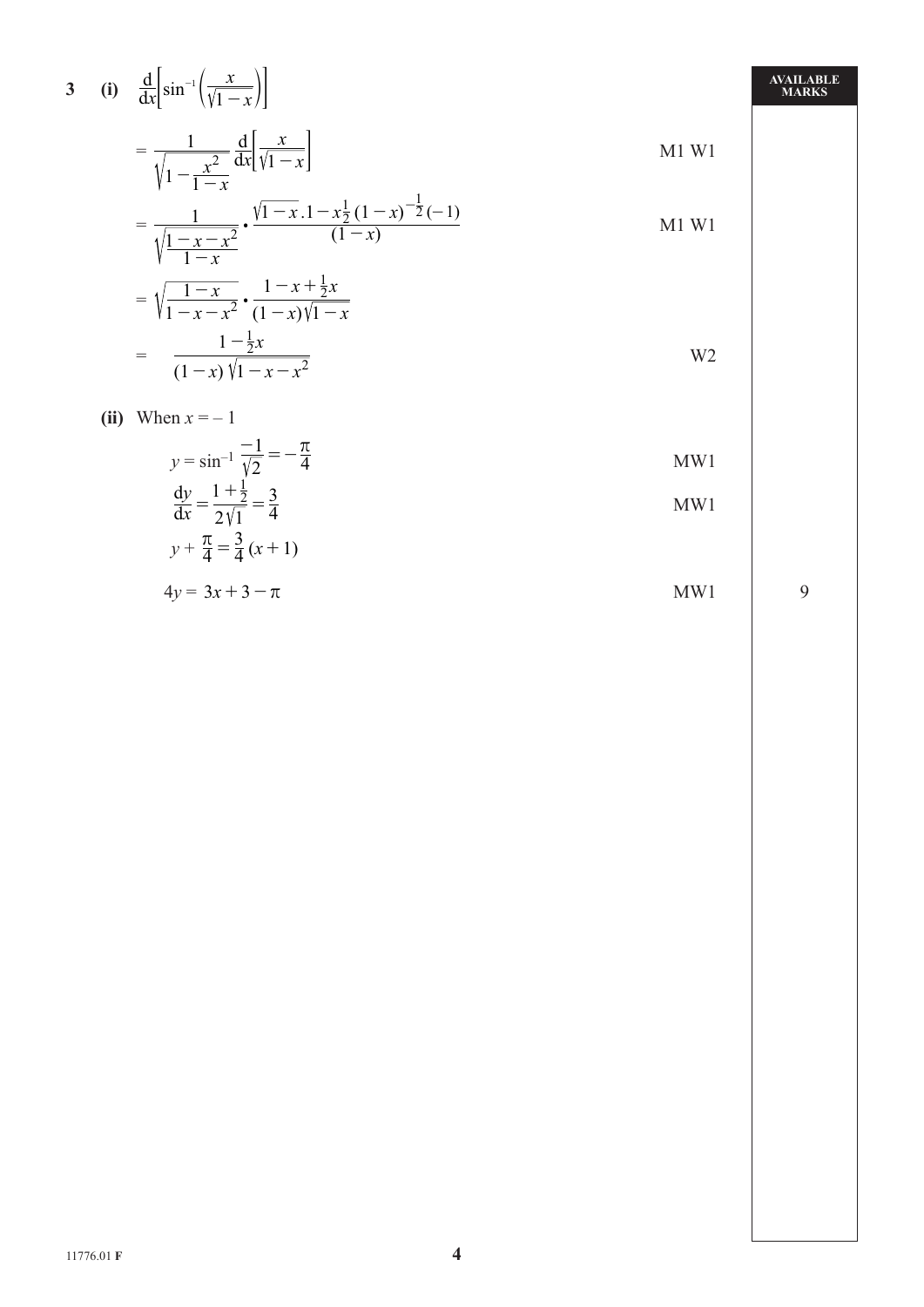**3** **(i)** $\dfrac{\mathrm{d}}{\mathrm{d}x}\left[\sin^{-1}\left(\dfrac{x}{\sqrt{1-x}}\right)\right]$

| | | AVAILABLE MARKS |
|---|---|---|
| $= \dfrac{1}{\sqrt{1-\dfrac{x^2}{1-x}}}\,\dfrac{\mathrm{d}}{\mathrm{d}x}\left[\dfrac{x}{\sqrt{1-x}}\right]$ | M1 W1 | |
| $= \dfrac{1}{\sqrt{\dfrac{1-x-x^2}{1-x}}} \cdot \dfrac{\sqrt{1-x}.1 - x\frac{1}{2}(1-x)^{-\frac{1}{2}}(-1)}{(1-x)}$ | M1 W1 | |
| $= \sqrt{\dfrac{1-x}{1-x-x^2}} \cdot \dfrac{1-x+\frac{1}{2}x}{(1-x)\sqrt{1-x}}$ | | |
| $= \dfrac{1-\frac{1}{2}x}{(1-x)\sqrt{1-x-x^2}}$ | W2 | |

**(ii)** When $x = -1$

| | | |
|---|---|---|
| $y = \sin^{-1}\dfrac{-1}{\sqrt{2}} = -\dfrac{\pi}{4}$ | MW1 | |
| $\dfrac{\mathrm{d}y}{\mathrm{d}x} = \dfrac{1+\frac{1}{2}}{2\sqrt{1}} = \dfrac{3}{4}$ | MW1 | |
| $y + \dfrac{\pi}{4} = \dfrac{3}{4}(x+1)$ | | |
| $4y = 3x + 3 - \pi$ | MW1 | 9 |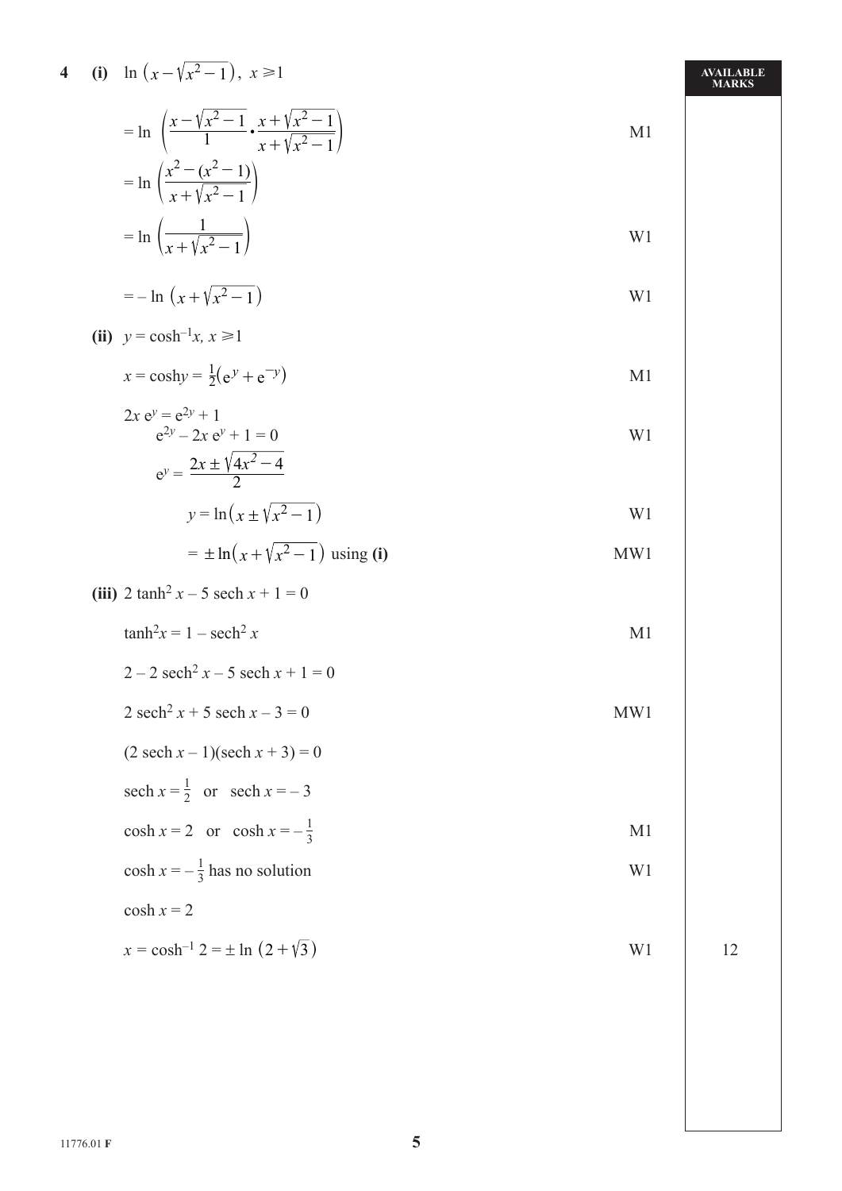**4 (i)** $\ln\left(x - \sqrt{x^2 - 1}\right),\ x \geqslant 1$ | **AVAILABLE MARKS**

$= \ln\left(\dfrac{x - \sqrt{x^2-1}}{1} \cdot \dfrac{x + \sqrt{x^2-1}}{x + \sqrt{x^2-1}}\right)$ M1

$= \ln\left(\dfrac{x^2 - (x^2 - 1)}{x + \sqrt{x^2-1}}\right)$

$= \ln\left(\dfrac{1}{x + \sqrt{x^2-1}}\right)$ W1

$= -\ln\left(x + \sqrt{x^2-1}\right)$ W1

**(ii)** $y = \cosh^{-1} x,\ x \geqslant 1$

$x = \cosh y = \frac{1}{2}\left(e^{y} + e^{-y}\right)$ M1

$2x\, e^{y} = e^{2y} + 1$

$e^{2y} - 2x\, e^{y} + 1 = 0$ W1

$e^{y} = \dfrac{2x \pm \sqrt{4x^2 - 4}}{2}$

$y = \ln\left(x \pm \sqrt{x^2 - 1}\right)$ W1

$= \pm\ln\left(x + \sqrt{x^2 - 1}\right)$ using **(i)** MW1

**(iii)** $2\tanh^2 x - 5\,\text{sech}\, x + 1 = 0$

$\tanh^2 x = 1 - \text{sech}^2 x$ M1

$2 - 2\,\text{sech}^2 x - 5\,\text{sech}\, x + 1 = 0$

$2\,\text{sech}^2 x + 5\,\text{sech}\, x - 3 = 0$ MW1

$(2\,\text{sech}\, x - 1)(\text{sech}\, x + 3) = 0$

$\text{sech}\, x = \frac{1}{2}$ or $\text{sech}\, x = -3$

$\cosh x = 2$ or $\cosh x = -\frac{1}{3}$ M1

$\cosh x = -\frac{1}{3}$ has no solution W1

$\cosh x = 2$

$x = \cosh^{-1} 2 = \pm\ln\left(2 + \sqrt{3}\right)$ W1 **12**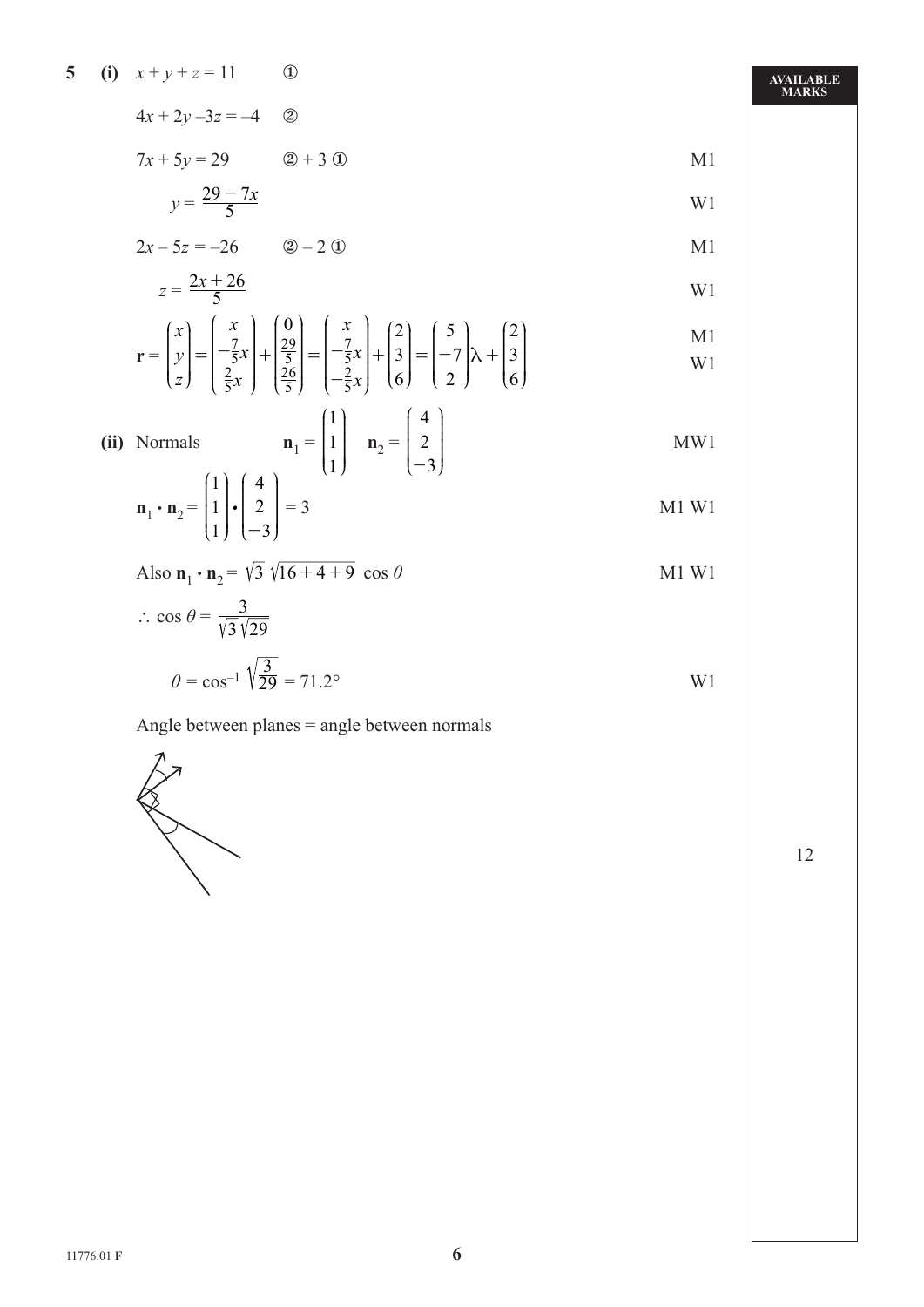**5** **(i)** $x + y + z = 11$ ①

$4x + 2y - 3z = -4$ ②

$7x + 5y = 29$ ② + 3 ① M1

$y = \dfrac{29 - 7x}{5}$ W1

$2x - 5z = -26$ ② – 2 ① M1

$z = \dfrac{2x + 26}{5}$ W1

$$\mathbf{r} = \begin{pmatrix} x \\ y \\ z \end{pmatrix} = \begin{pmatrix} x \\ -\frac{7}{5}x \\ \frac{2}{5}x \end{pmatrix} + \begin{pmatrix} 0 \\ \frac{29}{5} \\ \frac{26}{5} \end{pmatrix} = \begin{pmatrix} x \\ -\frac{7}{5}x \\ -\frac{2}{5}x \end{pmatrix} + \begin{pmatrix} 2 \\ 3 \\ 6 \end{pmatrix} = \begin{pmatrix} 5 \\ -7 \\ 2 \end{pmatrix}\lambda + \begin{pmatrix} 2 \\ 3 \\ 6 \end{pmatrix}$$ M1 W1

**(ii)** Normals $\mathbf{n}_1 = \begin{pmatrix} 1 \\ 1 \\ 1 \end{pmatrix}$ $\mathbf{n}_2 = \begin{pmatrix} 4 \\ 2 \\ -3 \end{pmatrix}$ MW1

$\mathbf{n}_1 \cdot \mathbf{n}_2 = \begin{pmatrix} 1 \\ 1 \\ 1 \end{pmatrix} \cdot \begin{pmatrix} 4 \\ 2 \\ -3 \end{pmatrix} = 3$ M1 W1

Also $\mathbf{n}_1 \cdot \mathbf{n}_2 = \sqrt{3}\,\sqrt{16 + 4 + 9}\,\cos\theta$ M1 W1

$\therefore \cos\theta = \dfrac{3}{\sqrt{3}\sqrt{29}}$

$\theta = \cos^{-1}\sqrt{\dfrac{3}{29}} = 71.2°$ W1

Angle between planes = angle between normals

12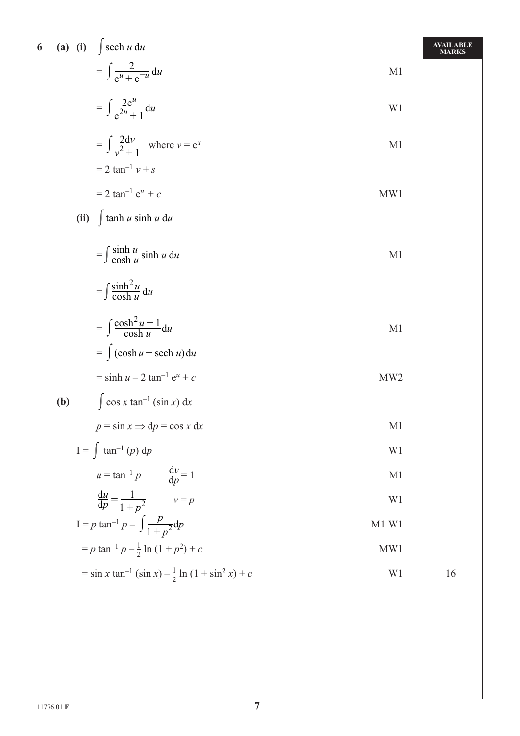**AVAILABLE MARKS**

**6 (a) (i)** $\int \text{sech}\, u \, du$

$= \int \frac{2}{e^u + e^{-u}} du$ M1

$= \int \frac{2e^u}{e^{2u} + 1} du$ W1

$= \int \frac{2dv}{v^2 + 1}$ where $v = e^u$ M1

$= 2 \tan^{-1} v + s$

$= 2 \tan^{-1} e^u + c$ MW1

**(ii)** $\int \tanh u \sinh u \, du$

$= \int \frac{\sinh u}{\cosh u} \sinh u \, du$ M1

$= \int \frac{\sinh^2 u}{\cosh u} du$

$= \int \frac{\cosh^2 u - 1}{\cosh u} du$ M1

$= \int (\cosh u - \text{sech}\, u) du$

$= \sinh u - 2 \tan^{-1} e^u + c$ MW2

**(b)** $\int \cos x \tan^{-1} (\sin x) \, dx$

$p = \sin x \Rightarrow dp = \cos x \, dx$ M1

$I = \int \tan^{-1} (p) \, dp$ W1

$u = \tan^{-1} p \qquad \frac{dv}{dp} = 1$ M1

$\frac{du}{dp} = \frac{1}{1 + p^2} \qquad v = p$ W1

$I = p \tan^{-1} p - \int \frac{p}{1 + p^2} dp$ M1 W1

$= p \tan^{-1} p - \frac{1}{2} \ln (1 + p^2) + c$ MW1

$= \sin x \tan^{-1} (\sin x) - \frac{1}{2} \ln (1 + \sin^2 x) + c$ W1 **16**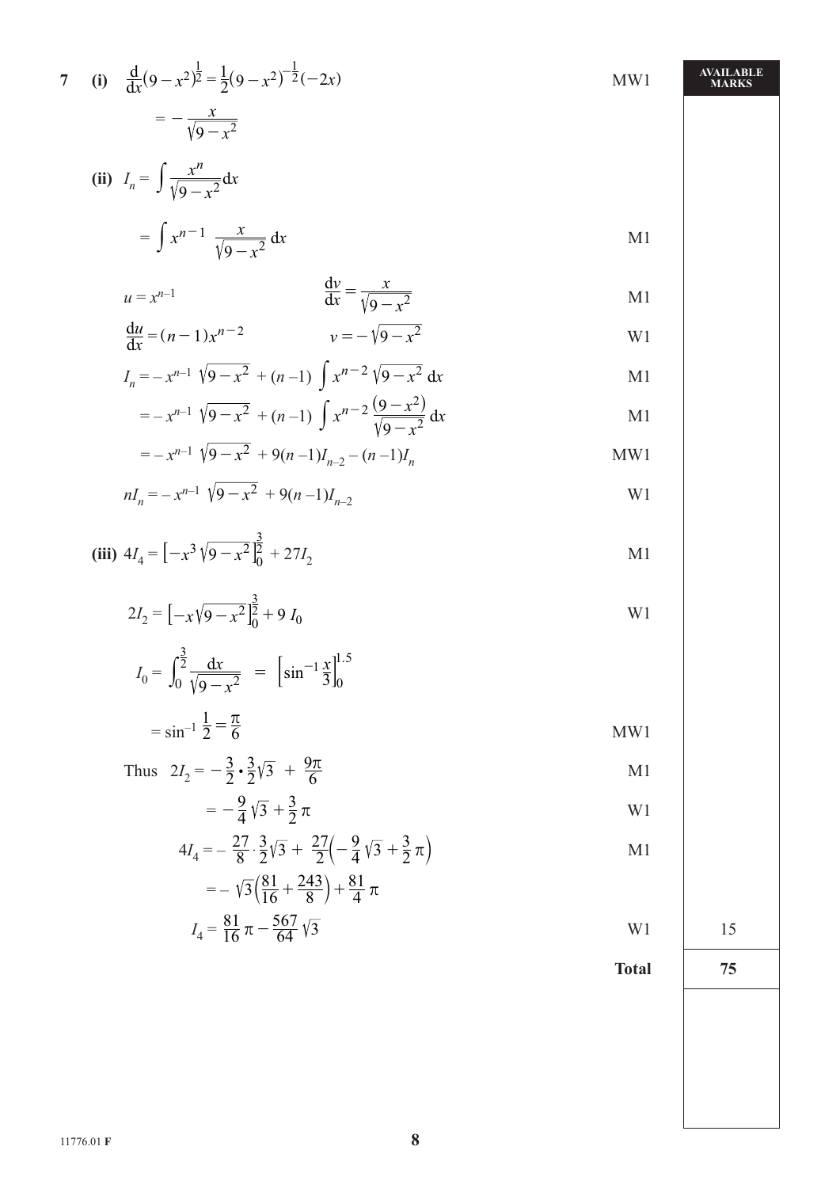**7 (i)** $\frac{d}{dx}(9-x^2)^{\frac{1}{2}} = \frac{1}{2}(9-x^2)^{-\frac{1}{2}}(-2x)$ MW1

$= -\frac{x}{\sqrt{9-x^2}}$

**(ii)** $I_n = \int \frac{x^n}{\sqrt{9-x^2}} dx$

$= \int x^{n-1} \frac{x}{\sqrt{9-x^2}} dx$ M1

$u = x^{n-1}$ $\qquad \frac{dv}{dx} = \frac{x}{\sqrt{9-x^2}}$ M1

$\frac{du}{dx} = (n-1)x^{n-2}$ $\qquad v = -\sqrt{9-x^2}$ W1

$I_n = -x^{n-1}\sqrt{9-x^2} + (n-1)\int x^{n-2}\sqrt{9-x^2}\,dx$ M1

$= -x^{n-1}\sqrt{9-x^2} + (n-1)\int x^{n-2}\frac{(9-x^2)}{\sqrt{9-x^2}}\,dx$ M1

$= -x^{n-1}\sqrt{9-x^2} + 9(n-1)I_{n-2} - (n-1)I_n$ MW1

$nI_n = -x^{n-1}\sqrt{9-x^2} + 9(n-1)I_{n-2}$ W1

**(iii)** $4I_4 = \left[-x^3\sqrt{9-x^2}\right]_0^{\frac{3}{2}} + 27I_2$ M1

$2I_2 = \left[-x\sqrt{9-x^2}\right]_0^{\frac{3}{2}} + 9\,I_0$ W1

$I_0 = \int_0^{\frac{3}{2}} \frac{dx}{\sqrt{9-x^2}} = \left[\sin^{-1}\frac{x}{3}\right]_0^{1.5}$

$= \sin^{-1}\frac{1}{2} = \frac{\pi}{6}$ MW1

Thus $2I_2 = -\frac{3}{2}\cdot\frac{3}{2}\sqrt{3} + \frac{9\pi}{6}$ M1

$= -\frac{9}{4}\sqrt{3} + \frac{3}{2}\pi$ W1

$4I_4 = -\frac{27}{8}\cdot\frac{3}{2}\sqrt{3} + \frac{27}{2}\left(-\frac{9}{4}\sqrt{3} + \frac{3}{2}\pi\right)$ M1

$= -\sqrt{3}\left(\frac{81}{16} + \frac{243}{8}\right) + \frac{81}{4}\pi$

$I_4 = \frac{81}{16}\pi - \frac{567}{64}\sqrt{3}$ W1 **15**

**Total** **75**